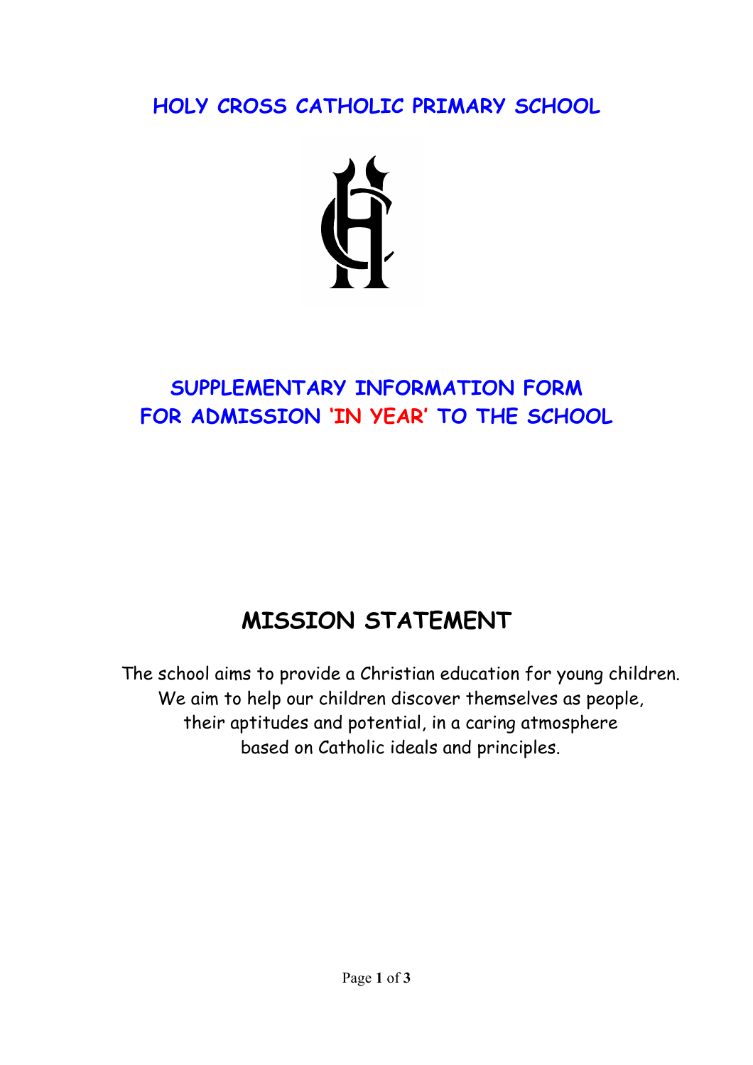# HOLY CROSS CATHOLIC PRIMARY SCHOOL

## SUPPLEMENTARY INFORMATION FORM FOR ADMISSION 'IN YEAR' TO THE SCHOOL

## MISSION STATEMENT

The school aims to provide a Christian education for young children.
We aim to help our children discover themselves as people,
their aptitudes and potential, in a caring atmosphere
based on Catholic ideals and principles.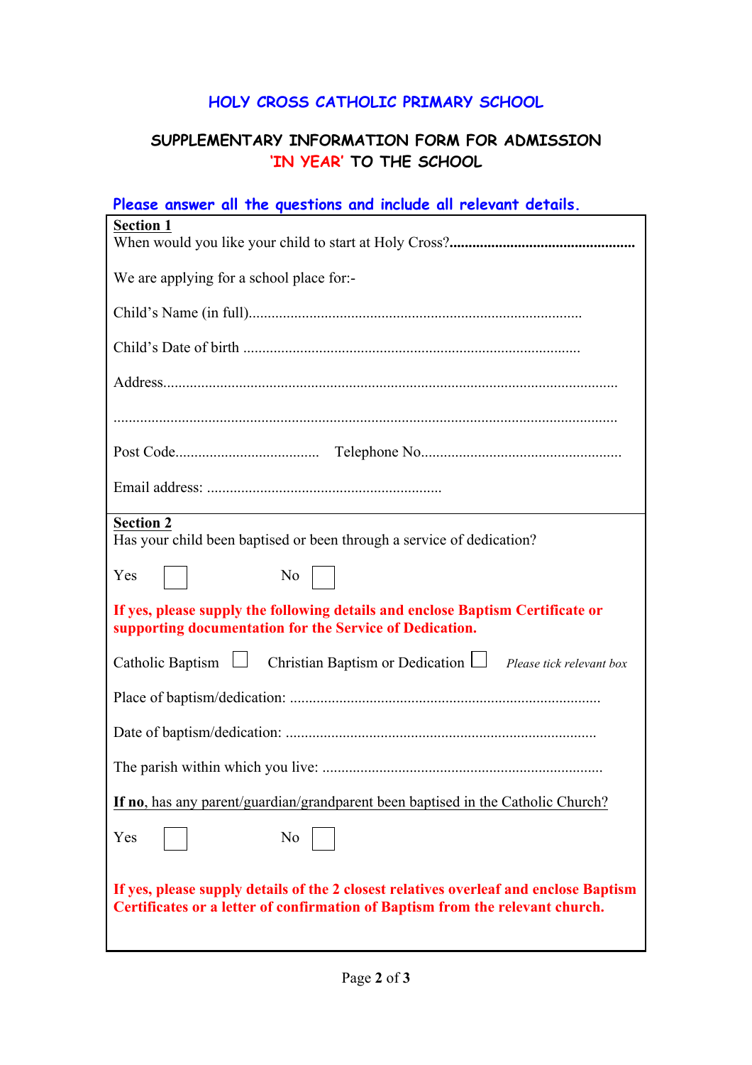# HOLY CROSS CATHOLIC PRIMARY SCHOOL

## SUPPLEMENTARY INFORMATION FORM FOR ADMISSION 'IN YEAR' TO THE SCHOOL

**Please answer all the questions and include all relevant details.**

**Section 1**

When would you like your child to start at Holy Cross?**................................................**

We are applying for a school place for:-

Child's Name (in full)......................................................................................

Child's Date of birth .......................................................................................

Address......................................................................................................................

..................................................................................................................................

Post Code..................................... Telephone No....................................................

Email address: .............................................................

**Section 2**

Has your child been baptised or been through a service of dedication?

Yes ☐ No ☐

**If yes, please supply the following details and enclose Baptism Certificate or supporting documentation for the Service of Dedication.**

Catholic Baptism ☐ Christian Baptism or Dedication ☐ *Please tick relevant box*

Place of baptism/dedication: ................................................................................

Date of baptism/dedication: ................................................................................

The parish within which you live: ........................................................................

**If no**, has any parent/guardian/grandparent been baptised in the Catholic Church?

Yes ☐ No ☐

**If yes, please supply details of the 2 closest relatives overleaf and enclose Baptism Certificates or a letter of confirmation of Baptism from the relevant church.**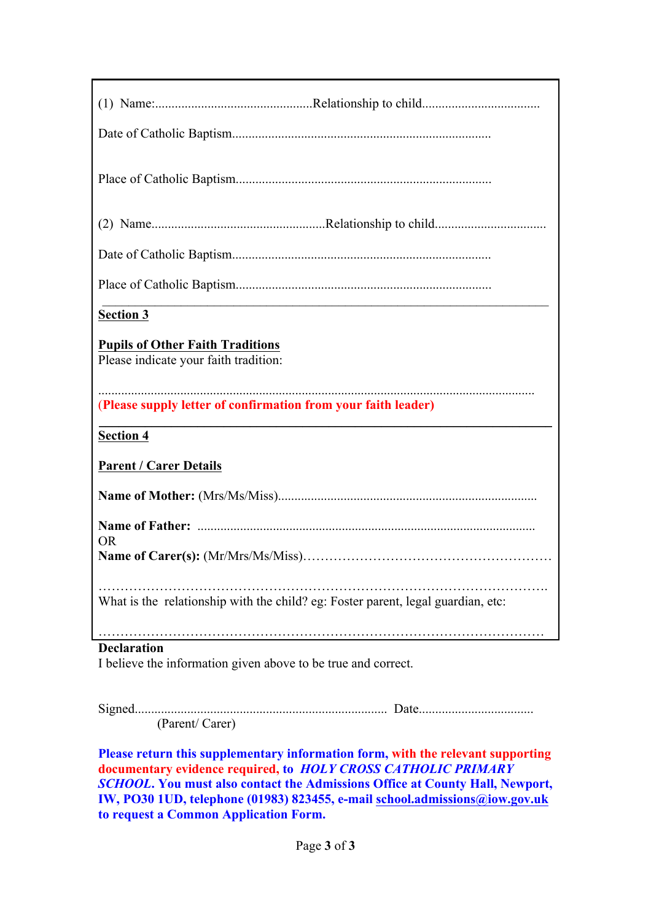(1) Name:................................................Relationship to child...................................

Date of Catholic Baptism..............................................................................

Place of Catholic Baptism.............................................................................

(2) Name....................................................Relationship to child.................................

Date of Catholic Baptism..............................................................................

Place of Catholic Baptism.............................................................................

---

**Section 3**

**Pupils of Other Faith Traditions**

Please indicate your faith tradition:

...................................................................................................................................

**(Please supply letter of confirmation from your faith leader)**

---

**Section 4**

**Parent / Carer Details**

**Name of Mother:** (Mrs/Ms/Miss)..............................................................................

**Name of Father:** .....................................................................................................

OR

**Name of Carer(s):** (Mr/Mrs/Ms/Miss)………………………………………………

……………………………………………………………………………………….

What is the relationship with the child? eg: Foster parent, legal guardian, etc:

……………………………………………………………………………………….

**Declaration**

I believe the information given above to be true and correct.

Signed............................................................................ Date..................................

(Parent/ Carer)

**Please return this supplementary information form, with the relevant supporting documentary evidence required, to *HOLY CROSS CATHOLIC PRIMARY SCHOOL*. You must also contact the Admissions Office at County Hall, Newport, IW, PO30 1UD, telephone (01983) 823455, e-mail school.admissions@iow.gov.uk to request a Common Application Form.**